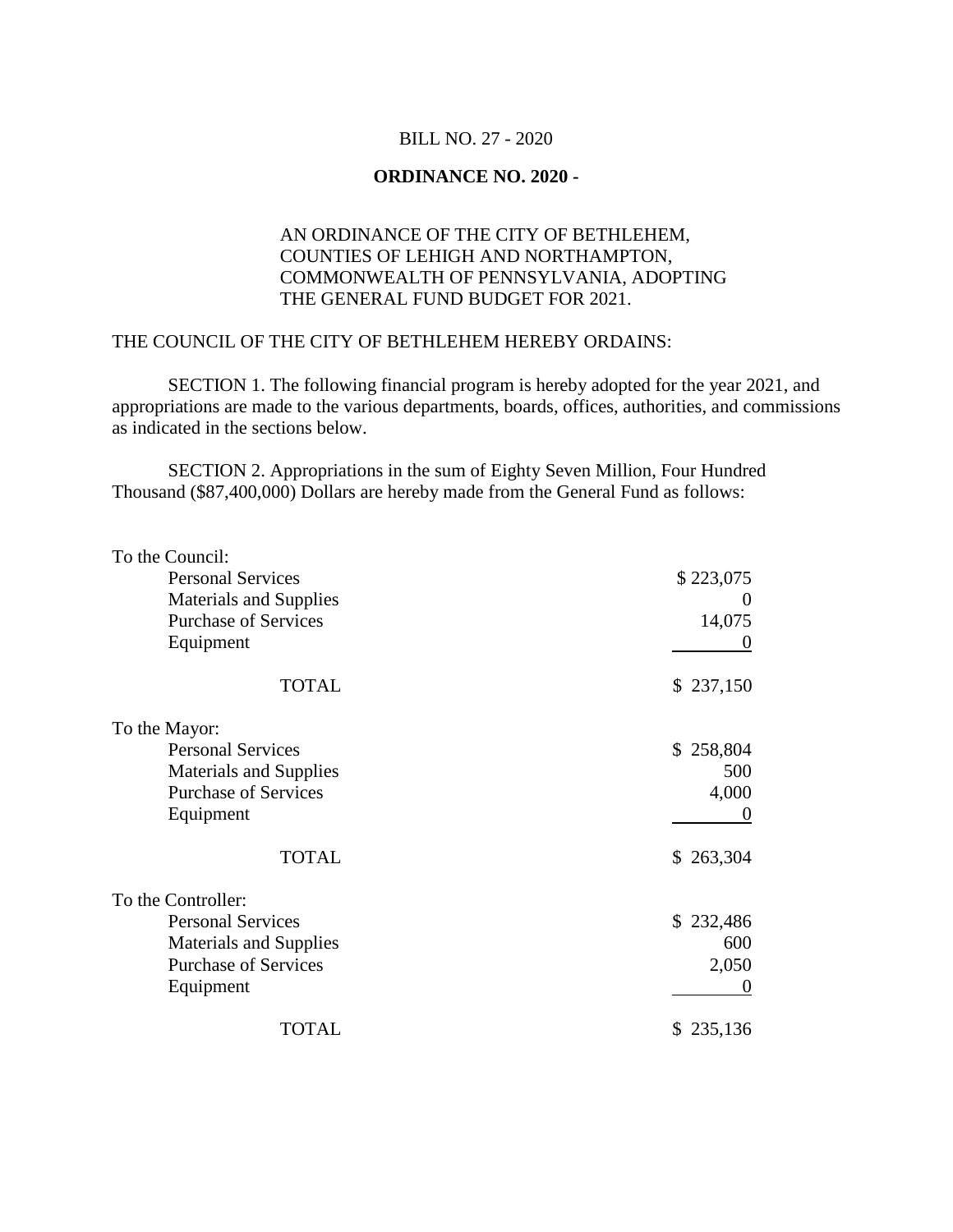BILL NO. 27 - 2020

**ORDINANCE NO. 2020 -**

AN ORDINANCE OF THE CITY OF BETHLEHEM, COUNTIES OF LEHIGH AND NORTHAMPTON, COMMONWEALTH OF PENNSYLVANIA, ADOPTING THE GENERAL FUND BUDGET FOR 2021.

THE COUNCIL OF THE CITY OF BETHLEHEM HEREBY ORDAINS:

SECTION 1. The following financial program is hereby adopted for the year 2021, and appropriations are made to the various departments, boards, offices, authorities, and commissions as indicated in the sections below.

SECTION 2. Appropriations in the sum of Eighty Seven Million, Four Hundred Thousand ($87,400,000) Dollars are hereby made from the General Fund as follows:

| | |
|---|---|
| To the Council: | |
| Personal Services | $ 223,075 |
| Materials and Supplies | 0 |
| Purchase of Services | 14,075 |
| Equipment | 0 |
| TOTAL | $ 237,150 |
| To the Mayor: | |
| Personal Services | $ 258,804 |
| Materials and Supplies | 500 |
| Purchase of Services | 4,000 |
| Equipment | 0 |
| TOTAL | $ 263,304 |
| To the Controller: | |
| Personal Services | $ 232,486 |
| Materials and Supplies | 600 |
| Purchase of Services | 2,050 |
| Equipment | 0 |
| TOTAL | $ 235,136 |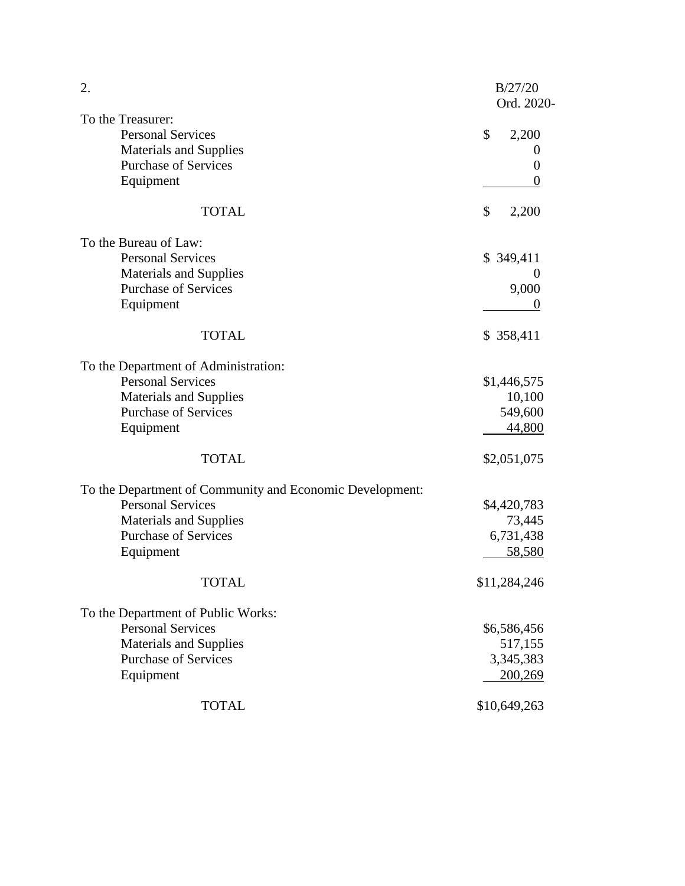B/27/20
Ord. 2020-

To the Treasurer:

| | |
|---|---|
| Personal Services | $ 2,200 |
| Materials and Supplies | 0 |
| Purchase of Services | 0 |
| Equipment | 0 |
| TOTAL | $ 2,200 |

To the Bureau of Law:

| | |
|---|---|
| Personal Services | $ 349,411 |
| Materials and Supplies | 0 |
| Purchase of Services | 9,000 |
| Equipment | 0 |
| TOTAL | $ 358,411 |

To the Department of Administration:

| | |
|---|---|
| Personal Services | $1,446,575 |
| Materials and Supplies | 10,100 |
| Purchase of Services | 549,600 |
| Equipment | 44,800 |
| TOTAL | $2,051,075 |

To the Department of Community and Economic Development:

| | |
|---|---|
| Personal Services | $4,420,783 |
| Materials and Supplies | 73,445 |
| Purchase of Services | 6,731,438 |
| Equipment | 58,580 |
| TOTAL | $11,284,246 |

To the Department of Public Works:

| | |
|---|---|
| Personal Services | $6,586,456 |
| Materials and Supplies | 517,155 |
| Purchase of Services | 3,345,383 |
| Equipment | 200,269 |
| TOTAL | $10,649,263 |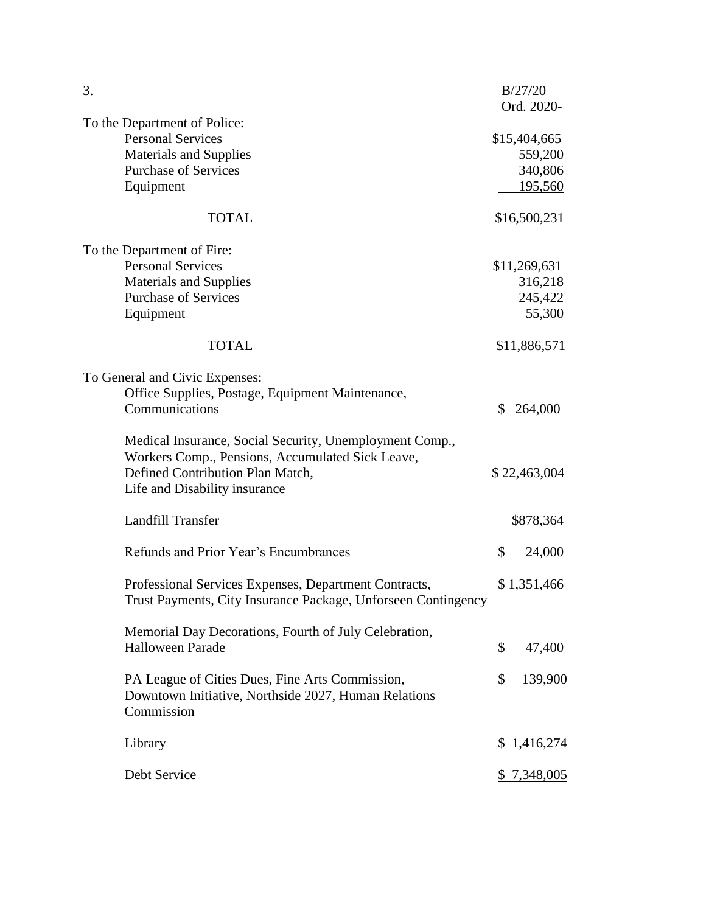B/27/20
Ord. 2020-

To the Department of Police:

| | |
|---|---|
| Personal Services | $15,404,665 |
| Materials and Supplies | 559,200 |
| Purchase of Services | 340,806 |
| Equipment | 195,560 |
| TOTAL | $16,500,231 |

To the Department of Fire:

| | |
|---|---|
| Personal Services | $11,269,631 |
| Materials and Supplies | 316,218 |
| Purchase of Services | 245,422 |
| Equipment | 55,300 |
| TOTAL | $11,886,571 |

To General and Civic Expenses:

| | |
|---|---|
| Office Supplies, Postage, Equipment Maintenance, Communications | $ 264,000 |
| Medical Insurance, Social Security, Unemployment Comp., Workers Comp., Pensions, Accumulated Sick Leave, Defined Contribution Plan Match, Life and Disability insurance | $ 22,463,004 |
| Landfill Transfer | $878,364 |
| Refunds and Prior Year's Encumbrances | $ 24,000 |
| Professional Services Expenses, Department Contracts, Trust Payments, City Insurance Package, Unforseen Contingency | $ 1,351,466 |
| Memorial Day Decorations, Fourth of July Celebration, Halloween Parade | $ 47,400 |
| PA League of Cities Dues, Fine Arts Commission, Downtown Initiative, Northside 2027, Human Relations Commission | $ 139,900 |
| Library | $ 1,416,274 |
| Debt Service | $ 7,348,005 |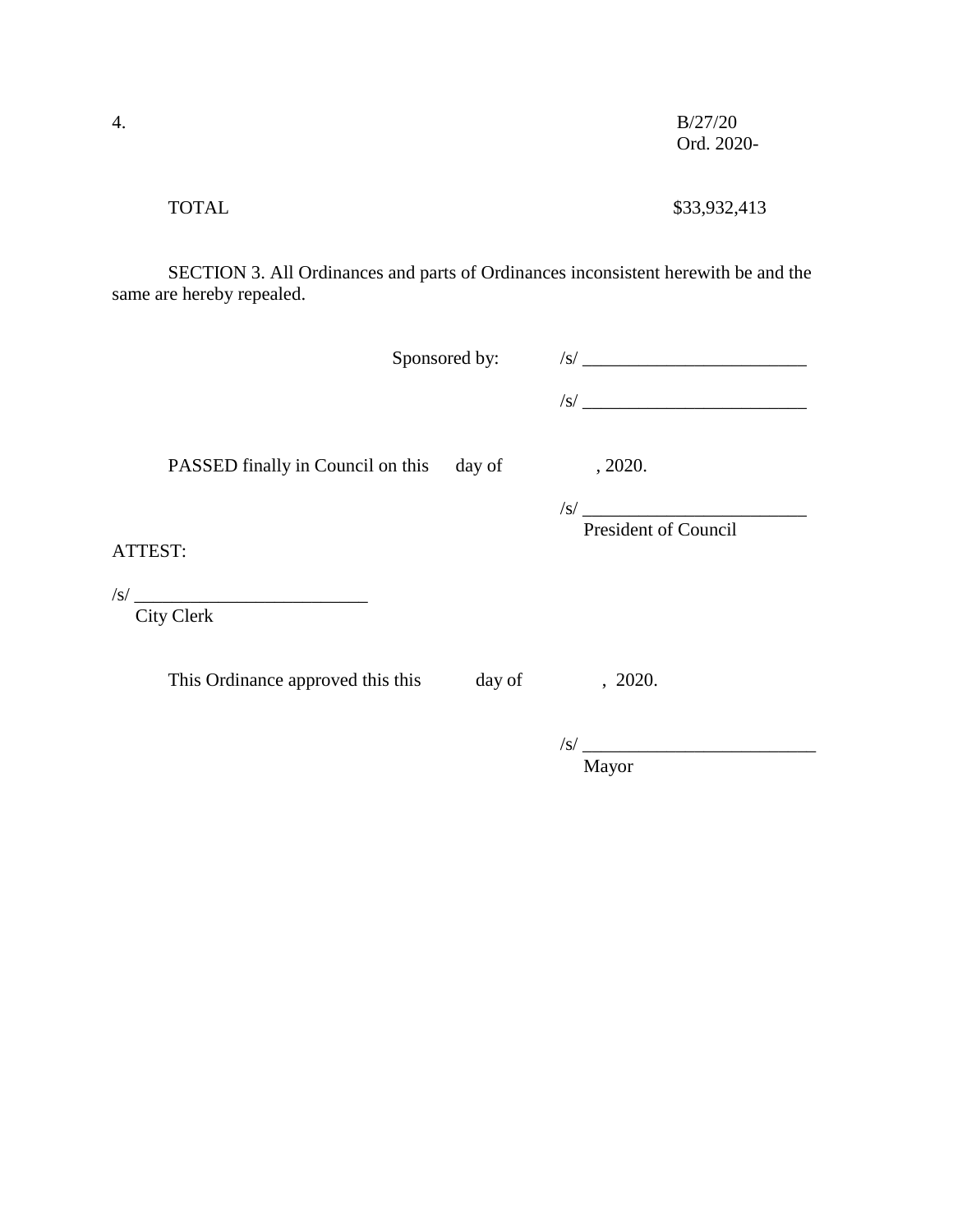B/27/20
Ord. 2020-

TOTAL $33,932,413

SECTION 3. All Ordinances and parts of Ordinances inconsistent herewith be and the same are hereby repealed.

Sponsored by: /s/ ________________________

/s/ ________________________

PASSED finally in Council on this day of , 2020.

/s/ ________________________
President of Council

ATTEST:

/s/ ________________________
City Clerk

This Ordinance approved this this day of , 2020.

/s/ ________________________
Mayor